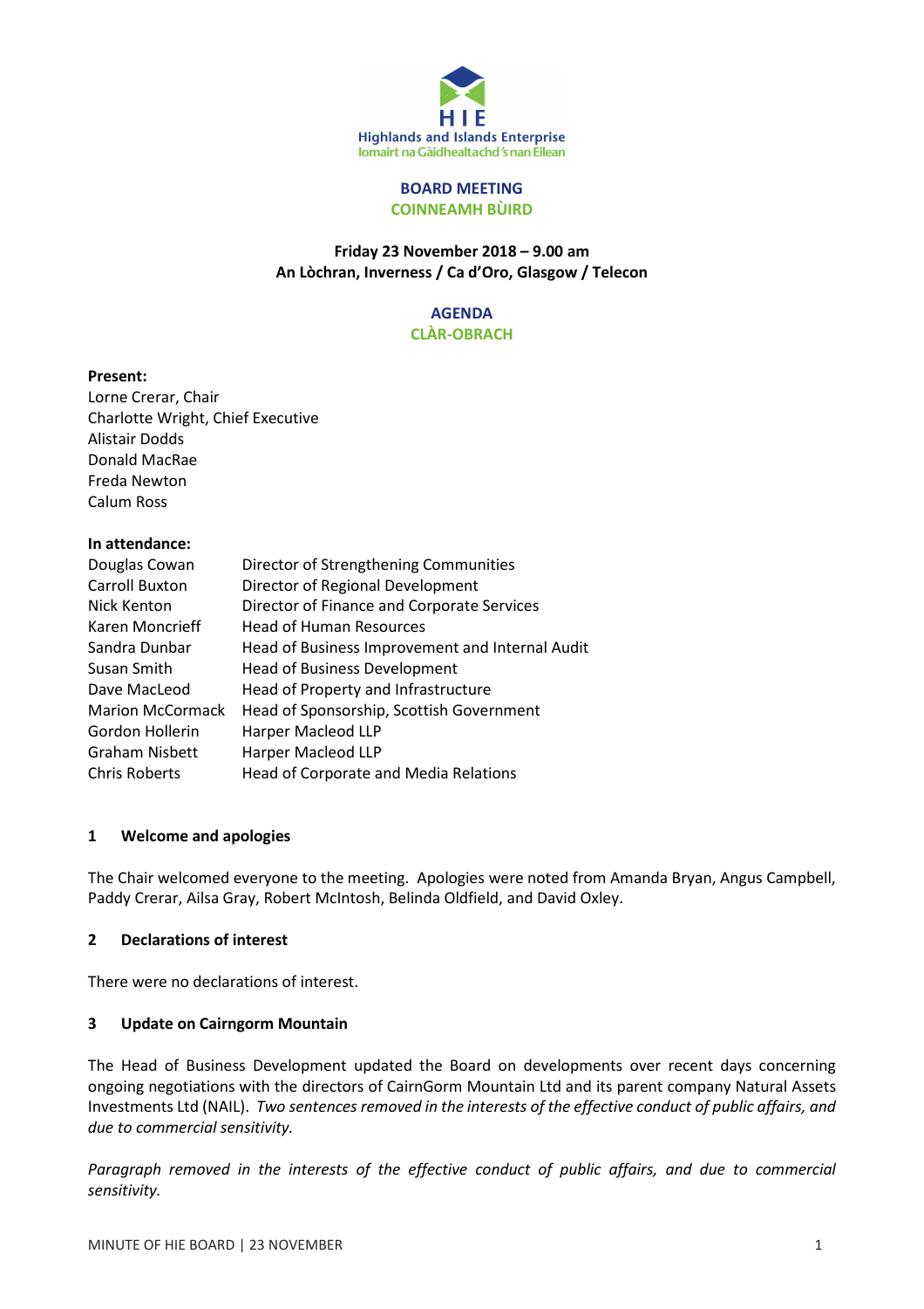Highlands and Islands Enterprise
Iomairt na Gàidhealtachd 's nan Eilean

# BOARD MEETING
# COINNEAMH BÙIRD

**Friday 23 November 2018 – 9.00 am**
**An Lòchran, Inverness / Ca d'Oro, Glasgow / Telecon**

## AGENDA
## CLÀR-OBRACH

**Present:**
Lorne Crerar, Chair
Charlotte Wright, Chief Executive
Alistair Dodds
Donald MacRae
Freda Newton
Calum Ross

**In attendance:**

| | |
|---|---|
| Douglas Cowan | Director of Strengthening Communities |
| Carroll Buxton | Director of Regional Development |
| Nick Kenton | Director of Finance and Corporate Services |
| Karen Moncrieff | Head of Human Resources |
| Sandra Dunbar | Head of Business Improvement and Internal Audit |
| Susan Smith | Head of Business Development |
| Dave MacLeod | Head of Property and Infrastructure |
| Marion McCormack | Head of Sponsorship, Scottish Government |
| Gordon Hollerin | Harper Macleod LLP |
| Graham Nisbett | Harper Macleod LLP |
| Chris Roberts | Head of Corporate and Media Relations |

### 1 Welcome and apologies

The Chair welcomed everyone to the meeting. Apologies were noted from Amanda Bryan, Angus Campbell, Paddy Crerar, Ailsa Gray, Robert McIntosh, Belinda Oldfield, and David Oxley.

### 2 Declarations of interest

There were no declarations of interest.

### 3 Update on Cairngorm Mountain

The Head of Business Development updated the Board on developments over recent days concerning ongoing negotiations with the directors of CairnGorm Mountain Ltd and its parent company Natural Assets Investments Ltd (NAIL). *Two sentences removed in the interests of the effective conduct of public affairs, and due to commercial sensitivity.*

*Paragraph removed in the interests of the effective conduct of public affairs, and due to commercial sensitivity.*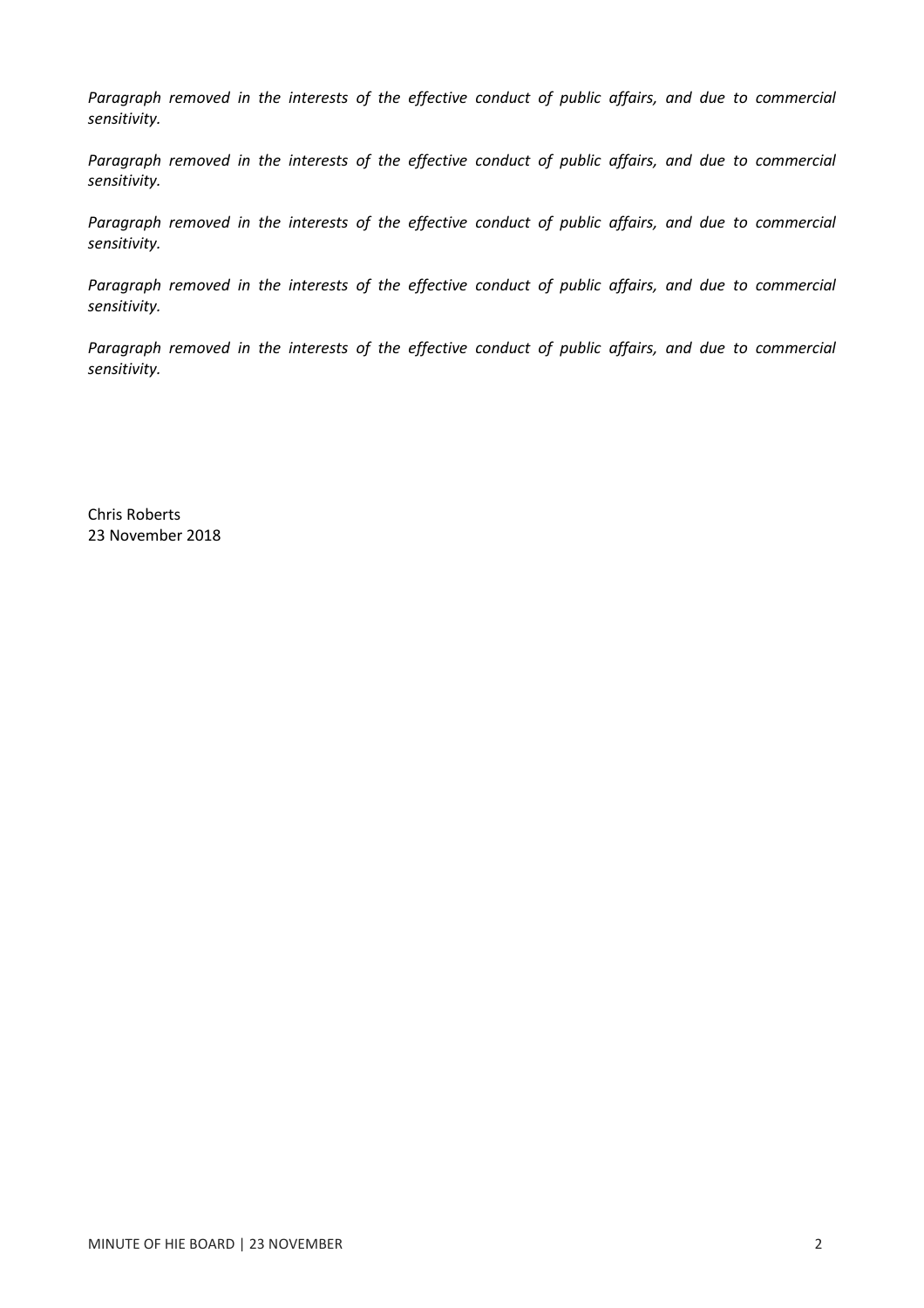*Paragraph removed in the interests of the effective conduct of public affairs, and due to commercial sensitivity.*

*Paragraph removed in the interests of the effective conduct of public affairs, and due to commercial sensitivity.*

*Paragraph removed in the interests of the effective conduct of public affairs, and due to commercial sensitivity.*

*Paragraph removed in the interests of the effective conduct of public affairs, and due to commercial sensitivity.*

*Paragraph removed in the interests of the effective conduct of public affairs, and due to commercial sensitivity.*

Chris Roberts
23 November 2018